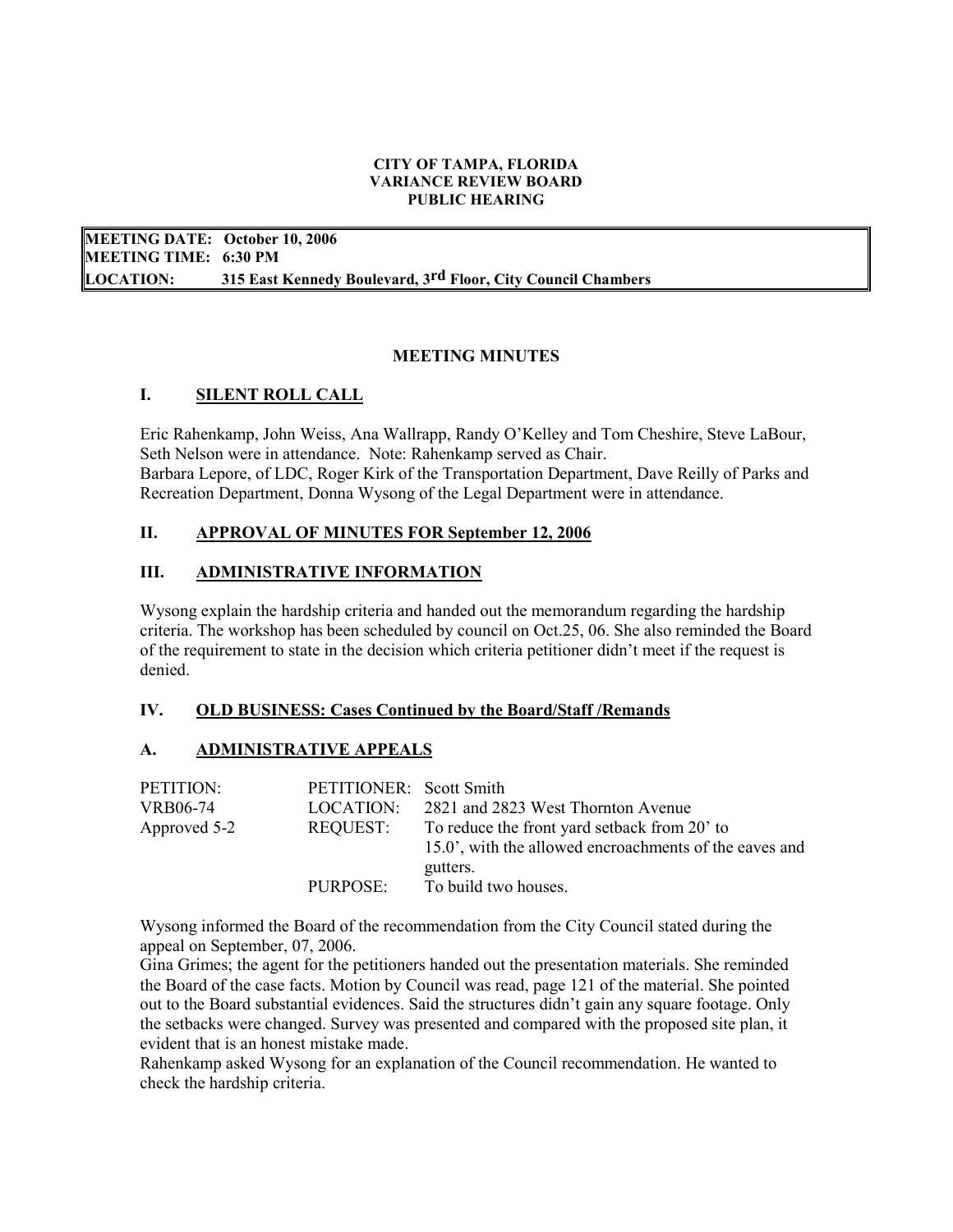**CITY OF TAMPA, FLORIDA**
**VARIANCE REVIEW BOARD**
**PUBLIC HEARING**

**MEETING DATE: October 10, 2006**
**MEETING TIME: 6:30 PM**
**LOCATION: 315 East Kennedy Boulevard, 3rd Floor, City Council Chambers**

## MEETING MINUTES

## I. SILENT ROLL CALL

Eric Rahenkamp, John Weiss, Ana Wallrapp, Randy O'Kelley and Tom Cheshire, Steve LaBour, Seth Nelson were in attendance. Note: Rahenkamp served as Chair.
Barbara Lepore, of LDC, Roger Kirk of the Transportation Department, Dave Reilly of Parks and Recreation Department, Donna Wysong of the Legal Department were in attendance.

## II. APPROVAL OF MINUTES FOR September 12, 2006

## III. ADMINISTRATIVE INFORMATION

Wysong explain the hardship criteria and handed out the memorandum regarding the hardship criteria. The workshop has been scheduled by council on Oct.25, 06. She also reminded the Board of the requirement to state in the decision which criteria petitioner didn't meet if the request is denied.

## IV. OLD BUSINESS: Cases Continued by the Board/Staff /Remands

## A. ADMINISTRATIVE APPEALS

| PETITION: | PETITIONER: | Scott Smith |
|---|---|---|
| VRB06-74 | LOCATION: | 2821 and 2823 West Thornton Avenue |
| Approved 5-2 | REQUEST: | To reduce the front yard setback from 20' to 15.0', with the allowed encroachments of the eaves and gutters. |
| | PURPOSE: | To build two houses. |

Wysong informed the Board of the recommendation from the City Council stated during the appeal on September, 07, 2006.
Gina Grimes; the agent for the petitioners handed out the presentation materials. She reminded the Board of the case facts. Motion by Council was read, page 121 of the material. She pointed out to the Board substantial evidences. Said the structures didn't gain any square footage. Only the setbacks were changed. Survey was presented and compared with the proposed site plan, it evident that is an honest mistake made.
Rahenkamp asked Wysong for an explanation of the Council recommendation. He wanted to check the hardship criteria.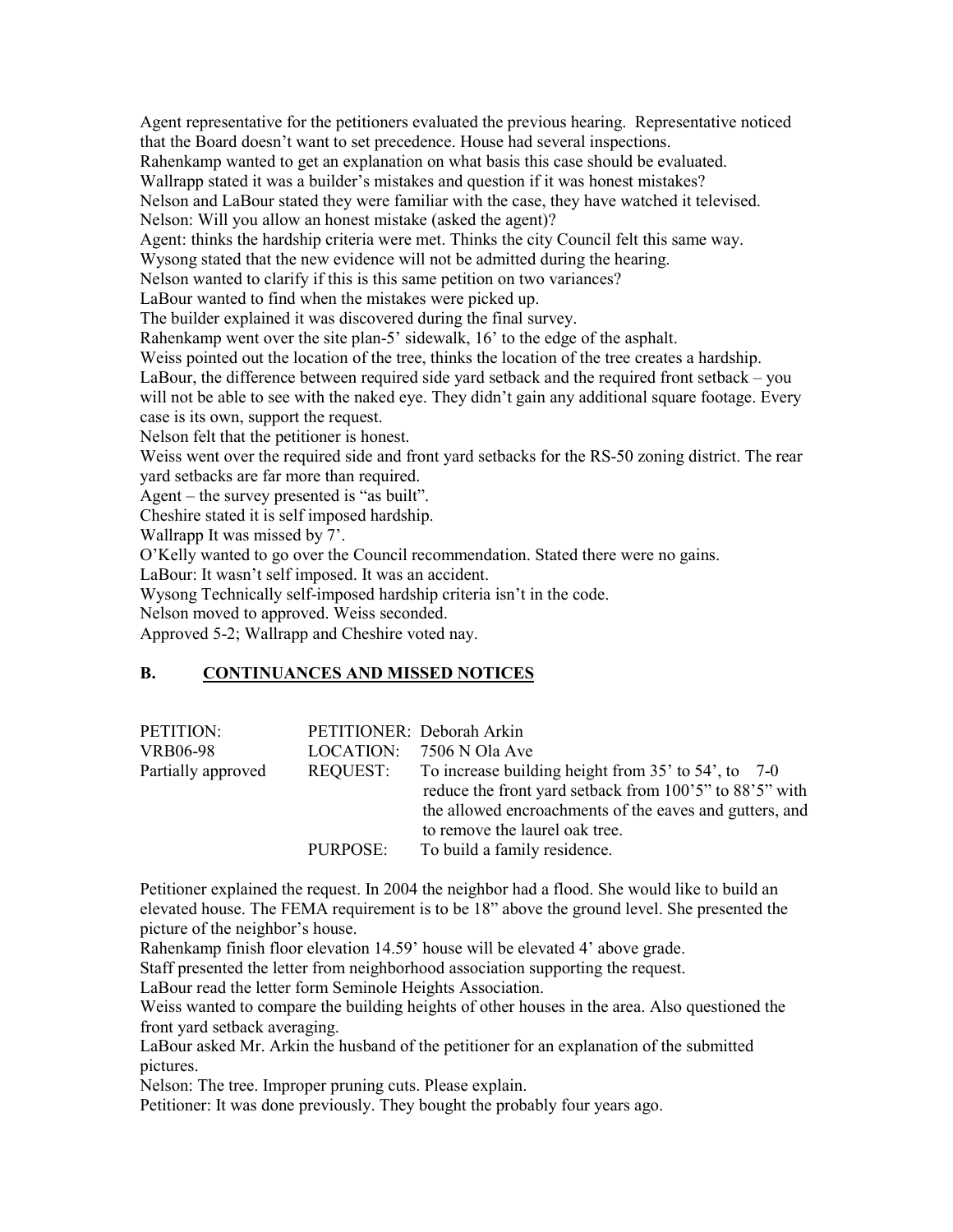Agent representative for the petitioners evaluated the previous hearing. Representative noticed that the Board doesn't want to set precedence. House had several inspections.
Rahenkamp wanted to get an explanation on what basis this case should be evaluated.
Wallrapp stated it was a builder's mistakes and question if it was honest mistakes?
Nelson and LaBour stated they were familiar with the case, they have watched it televised.
Nelson: Will you allow an honest mistake (asked the agent)?
Agent: thinks the hardship criteria were met. Thinks the city Council felt this same way.
Wysong stated that the new evidence will not be admitted during the hearing.
Nelson wanted to clarify if this is this same petition on two variances?
LaBour wanted to find when the mistakes were picked up.
The builder explained it was discovered during the final survey.
Rahenkamp went over the site plan-5' sidewalk, 16' to the edge of the asphalt.
Weiss pointed out the location of the tree, thinks the location of the tree creates a hardship.
LaBour, the difference between required side yard setback and the required front setback – you will not be able to see with the naked eye. They didn't gain any additional square footage. Every case is its own, support the request.
Nelson felt that the petitioner is honest.
Weiss went over the required side and front yard setbacks for the RS-50 zoning district. The rear yard setbacks are far more than required.
Agent – the survey presented is "as built".
Cheshire stated it is self imposed hardship.
Wallrapp It was missed by 7'.
O'Kelly wanted to go over the Council recommendation. Stated there were no gains.
LaBour: It wasn't self imposed. It was an accident.
Wysong Technically self-imposed hardship criteria isn't in the code.
Nelson moved to approved. Weiss seconded.
Approved 5-2; Wallrapp and Cheshire voted nay.

## B. CONTINUANCES AND MISSED NOTICES

| | | | |
|---|---|---|---|
| PETITION: | PETITIONER: | Deborah Arkin | |
| VRB06-98 | LOCATION: | 7506 N Ola Ave | |
| Partially approved | REQUEST: | To increase building height from 35' to 54', to reduce the front yard setback from 100'5" to 88'5" with the allowed encroachments of the eaves and gutters, and to remove the laurel oak tree. | 7-0 |
| | PURPOSE: | To build a family residence. | |

Petitioner explained the request. In 2004 the neighbor had a flood. She would like to build an elevated house. The FEMA requirement is to be 18" above the ground level. She presented the picture of the neighbor's house.
Rahenkamp finish floor elevation 14.59' house will be elevated 4' above grade.
Staff presented the letter from neighborhood association supporting the request.
LaBour read the letter form Seminole Heights Association.
Weiss wanted to compare the building heights of other houses in the area. Also questioned the front yard setback averaging.
LaBour asked Mr. Arkin the husband of the petitioner for an explanation of the submitted pictures.
Nelson: The tree. Improper pruning cuts. Please explain.
Petitioner: It was done previously. They bought the probably four years ago.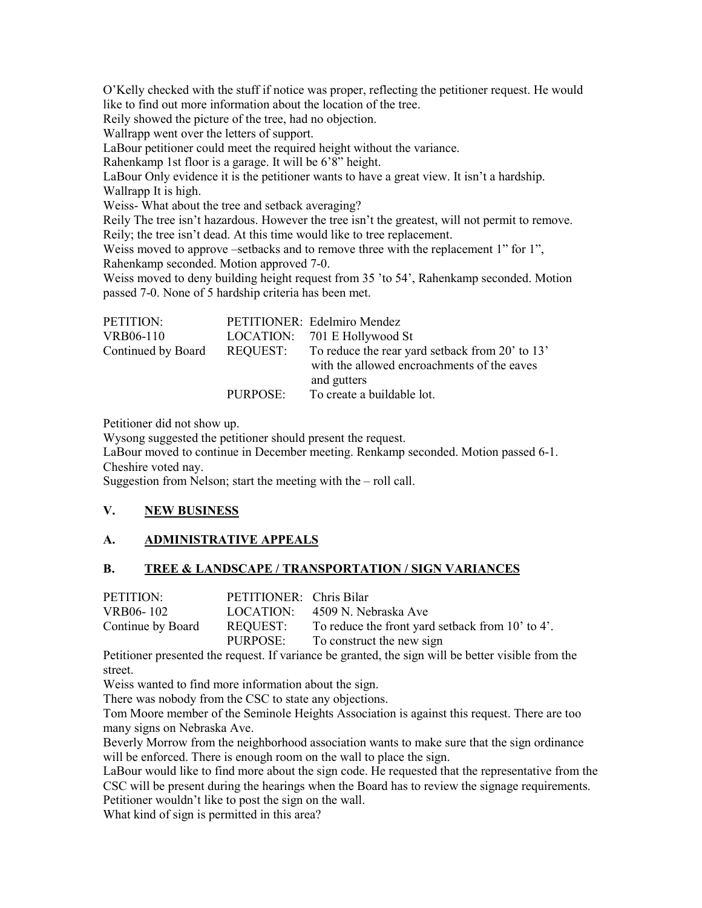O'Kelly checked with the stuff if notice was proper, reflecting the petitioner request. He would like to find out more information about the location of the tree.
Reily showed the picture of the tree, had no objection.
Wallrapp went over the letters of support.
LaBour petitioner could meet the required height without the variance.
Rahenkamp 1st floor is a garage. It will be 6'8" height.
LaBour Only evidence it is the petitioner wants to have a great view. It isn't a hardship.
Wallrapp It is high.
Weiss- What about the tree and setback averaging?
Reily The tree isn't hazardous. However the tree isn't the greatest, will not permit to remove.
Reily; the tree isn't dead. At this time would like to tree replacement.
Weiss moved to approve –setbacks and to remove three with the replacement 1" for 1", Rahenkamp seconded. Motion approved 7-0.
Weiss moved to deny building height request from 35 'to 54', Rahenkamp seconded. Motion passed 7-0. None of 5 hardship criteria has been met.

| PETITION: | PETITIONER: | Edelmiro Mendez |
|---|---|---|
| VRB06-110 | LOCATION: | 701 E Hollywood St |
| Continued by Board | REQUEST: | To reduce the rear yard setback from 20' to 13' with the allowed encroachments of the eaves and gutters |
| | PURPOSE: | To create a buildable lot. |

Petitioner did not show up.
Wysong suggested the petitioner should present the request.
LaBour moved to continue in December meeting. Renkamp seconded. Motion passed 6-1. Cheshire voted nay.
Suggestion from Nelson; start the meeting with the – roll call.

## V. NEW BUSINESS

## A. ADMINISTRATIVE APPEALS

## B. TREE & LANDSCAPE / TRANSPORTATION / SIGN VARIANCES

| PETITION: | PETITIONER: | Chris Bilar |
|---|---|---|
| VRB06- 102 | LOCATION: | 4509 N. Nebraska Ave |
| Continue by Board | REQUEST: | To reduce the front yard setback from 10' to 4'. |
| | PURPOSE: | To construct the new sign |

Petitioner presented the request. If variance be granted, the sign will be better visible from the street.
Weiss wanted to find more information about the sign.
There was nobody from the CSC to state any objections.
Tom Moore member of the Seminole Heights Association is against this request. There are too many signs on Nebraska Ave.
Beverly Morrow from the neighborhood association wants to make sure that the sign ordinance will be enforced. There is enough room on the wall to place the sign.
LaBour would like to find more about the sign code. He requested that the representative from the CSC will be present during the hearings when the Board has to review the signage requirements.
Petitioner wouldn't like to post the sign on the wall.
What kind of sign is permitted in this area?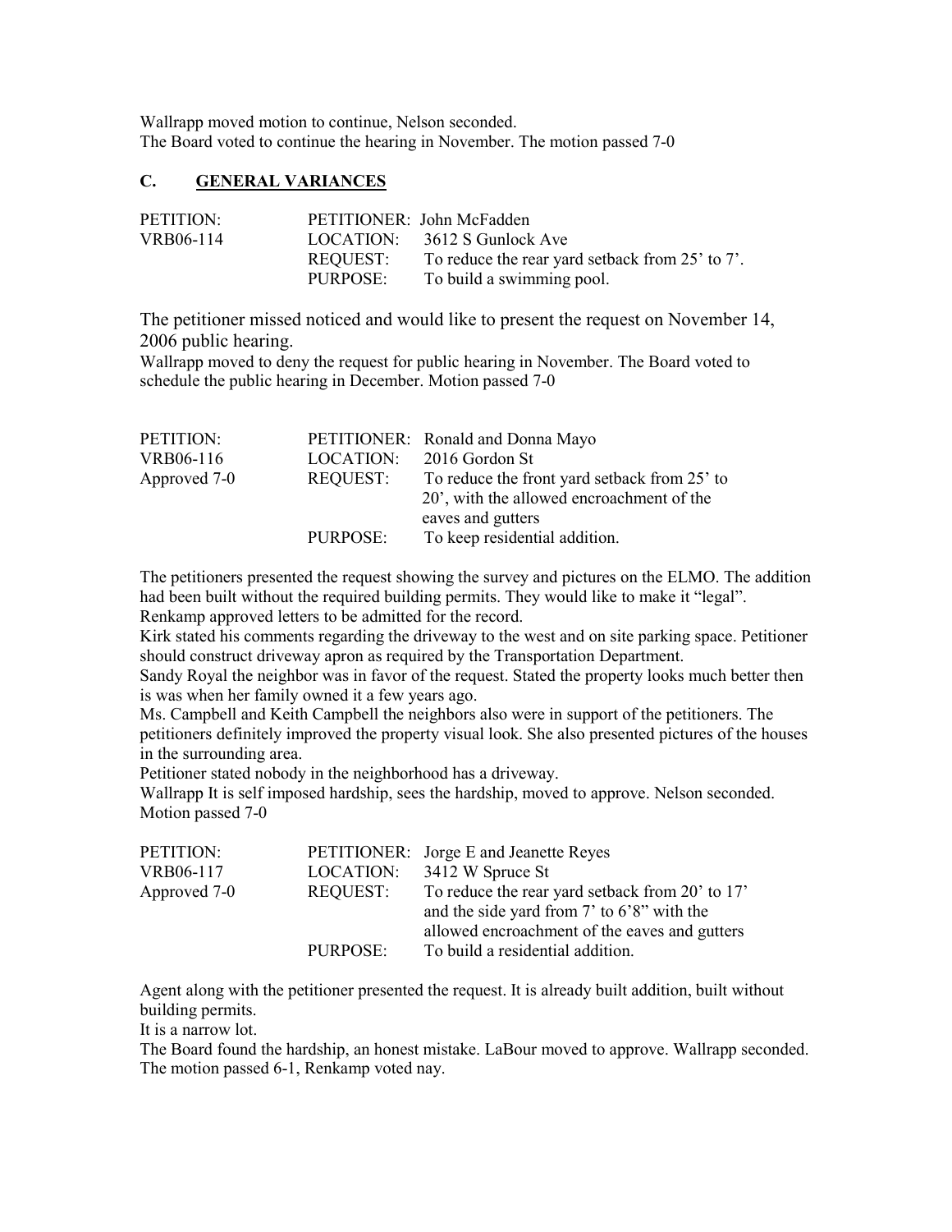Wallrapp moved motion to continue, Nelson seconded.
The Board voted to continue the hearing in November. The motion passed 7-0

## C. GENERAL VARIANCES

| | | |
|---|---|---|
| PETITION: | PETITIONER: | John McFadden |
| VRB06-114 | LOCATION: | 3612 S Gunlock Ave |
| | REQUEST: | To reduce the rear yard setback from 25' to 7'. |
| | PURPOSE: | To build a swimming pool. |

The petitioner missed noticed and would like to present the request on November 14, 2006 public hearing.
Wallrapp moved to deny the request for public hearing in November. The Board voted to schedule the public hearing in December. Motion passed 7-0

| | | |
|---|---|---|
| PETITION: | PETITIONER: | Ronald and Donna Mayo |
| VRB06-116 | LOCATION: | 2016 Gordon St |
| Approved 7-0 | REQUEST: | To reduce the front yard setback from 25' to 20', with the allowed encroachment of the eaves and gutters |
| | PURPOSE: | To keep residential addition. |

The petitioners presented the request showing the survey and pictures on the ELMO. The addition had been built without the required building permits. They would like to make it "legal".
Renkamp approved letters to be admitted for the record.
Kirk stated his comments regarding the driveway to the west and on site parking space. Petitioner should construct driveway apron as required by the Transportation Department.
Sandy Royal the neighbor was in favor of the request. Stated the property looks much better then is was when her family owned it a few years ago.
Ms. Campbell and Keith Campbell the neighbors also were in support of the petitioners. The petitioners definitely improved the property visual look. She also presented pictures of the houses in the surrounding area.
Petitioner stated nobody in the neighborhood has a driveway.
Wallrapp It is self imposed hardship, sees the hardship, moved to approve. Nelson seconded. Motion passed 7-0

| | | |
|---|---|---|
| PETITION: | PETITIONER: | Jorge E and Jeanette Reyes |
| VRB06-117 | LOCATION: | 3412 W Spruce St |
| Approved 7-0 | REQUEST: | To reduce the rear yard setback from 20' to 17' and the side yard from 7' to 6'8" with the allowed encroachment of the eaves and gutters |
| | PURPOSE: | To build a residential addition. |

Agent along with the petitioner presented the request. It is already built addition, built without building permits.
It is a narrow lot.
The Board found the hardship, an honest mistake. LaBour moved to approve. Wallrapp seconded. The motion passed 6-1, Renkamp voted nay.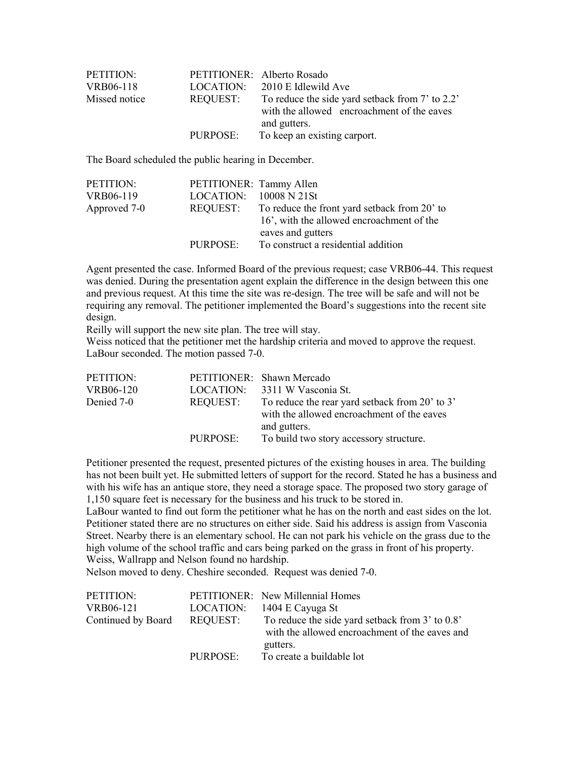| PETITION: | PETITIONER: | Alberto Rosado |
|---|---|---|
| VRB06-118 | LOCATION: | 2010 E Idlewild Ave |
| Missed notice | REQUEST: | To reduce the side yard setback from 7' to 2.2' with the allowed encroachment of the eaves and gutters. |
| | PURPOSE: | To keep an existing carport. |

The Board scheduled the public hearing in December.

| PETITION: | PETITIONER: | Tammy Allen |
|---|---|---|
| VRB06-119 | LOCATION: | 10008 N 21St |
| Approved 7-0 | REQUEST: | To reduce the front yard setback from 20' to 16', with the allowed encroachment of the eaves and gutters |
| | PURPOSE: | To construct a residential addition |

Agent presented the case. Informed Board of the previous request; case VRB06-44. This request was denied. During the presentation agent explain the difference in the design between this one and previous request. At this time the site was re-design. The tree will be safe and will not be requiring any removal. The petitioner implemented the Board's suggestions into the recent site design.

Reilly will support the new site plan. The tree will stay.

Weiss noticed that the petitioner met the hardship criteria and moved to approve the request. LaBour seconded. The motion passed 7-0.

| PETITION: | PETITIONER: | Shawn Mercado |
|---|---|---|
| VRB06-120 | LOCATION: | 3311 W Vasconia St. |
| Denied 7-0 | REQUEST: | To reduce the rear yard setback from 20' to 3' with the allowed encroachment of the eaves and gutters. |
| | PURPOSE: | To build two story accessory structure. |

Petitioner presented the request, presented pictures of the existing houses in area. The building has not been built yet. He submitted letters of support for the record. Stated he has a business and with his wife has an antique store, they need a storage space. The proposed two story garage of 1,150 square feet is necessary for the business and his truck to be stored in.

LaBour wanted to find out form the petitioner what he has on the north and east sides on the lot. Petitioner stated there are no structures on either side. Said his address is assign from Vasconia Street. Nearby there is an elementary school. He can not park his vehicle on the grass due to the high volume of the school traffic and cars being parked on the grass in front of his property.

Weiss, Wallrapp and Nelson found no hardship.

Nelson moved to deny. Cheshire seconded. Request was denied 7-0.

| PETITION: | PETITIONER: | New Millennial Homes |
|---|---|---|
| VRB06-121 | LOCATION: | 1404 E Cayuga St |
| Continued by Board | REQUEST: | To reduce the side yard setback from 3' to 0.8' with the allowed encroachment of the eaves and gutters. |
| | PURPOSE: | To create a buildable lot |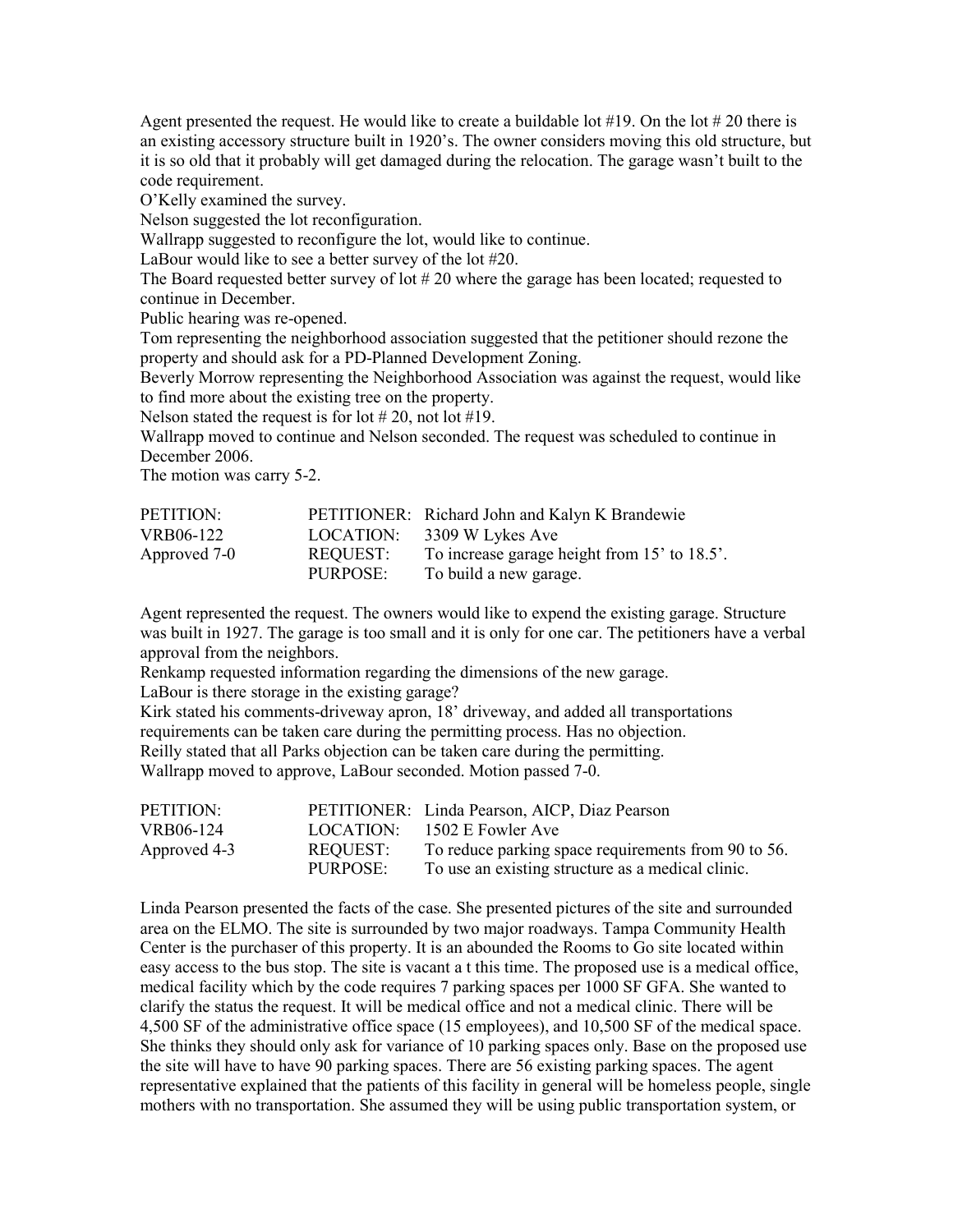Agent presented the request. He would like to create a buildable lot #19. On the lot # 20 there is an existing accessory structure built in 1920's. The owner considers moving this old structure, but it is so old that it probably will get damaged during the relocation. The garage wasn't built to the code requirement.

O'Kelly examined the survey.

Nelson suggested the lot reconfiguration.

Wallrapp suggested to reconfigure the lot, would like to continue.

LaBour would like to see a better survey of the lot #20.

The Board requested better survey of lot # 20 where the garage has been located; requested to continue in December.

Public hearing was re-opened.

Tom representing the neighborhood association suggested that the petitioner should rezone the property and should ask for a PD-Planned Development Zoning.

Beverly Morrow representing the Neighborhood Association was against the request, would like to find more about the existing tree on the property.

Nelson stated the request is for lot # 20, not lot #19.

Wallrapp moved to continue and Nelson seconded. The request was scheduled to continue in December 2006.

The motion was carry 5-2.

| | | |
|---|---|---|
| PETITION: | PETITIONER: | Richard John and Kalyn K Brandewie |
| VRB06-122 | LOCATION: | 3309 W Lykes Ave |
| Approved 7-0 | REQUEST: | To increase garage height from 15' to 18.5'. |
| | PURPOSE: | To build a new garage. |

Agent represented the request. The owners would like to expend the existing garage. Structure was built in 1927. The garage is too small and it is only for one car. The petitioners have a verbal approval from the neighbors.

Renkamp requested information regarding the dimensions of the new garage.

LaBour is there storage in the existing garage?

Kirk stated his comments-driveway apron, 18' driveway, and added all transportations requirements can be taken care during the permitting process. Has no objection.

Reilly stated that all Parks objection can be taken care during the permitting.

Wallrapp moved to approve, LaBour seconded. Motion passed 7-0.

| | | |
|---|---|---|
| PETITION: | PETITIONER: | Linda Pearson, AICP, Diaz Pearson |
| VRB06-124 | LOCATION: | 1502 E Fowler Ave |
| Approved 4-3 | REQUEST: | To reduce parking space requirements from 90 to 56. |
| | PURPOSE: | To use an existing structure as a medical clinic. |

Linda Pearson presented the facts of the case. She presented pictures of the site and surrounded area on the ELMO. The site is surrounded by two major roadways. Tampa Community Health Center is the purchaser of this property. It is an abounded the Rooms to Go site located within easy access to the bus stop. The site is vacant a t this time. The proposed use is a medical office, medical facility which by the code requires 7 parking spaces per 1000 SF GFA. She wanted to clarify the status the request. It will be medical office and not a medical clinic. There will be 4,500 SF of the administrative office space (15 employees), and 10,500 SF of the medical space. She thinks they should only ask for variance of 10 parking spaces only. Base on the proposed use the site will have to have 90 parking spaces. There are 56 existing parking spaces. The agent representative explained that the patients of this facility in general will be homeless people, single mothers with no transportation. She assumed they will be using public transportation system, or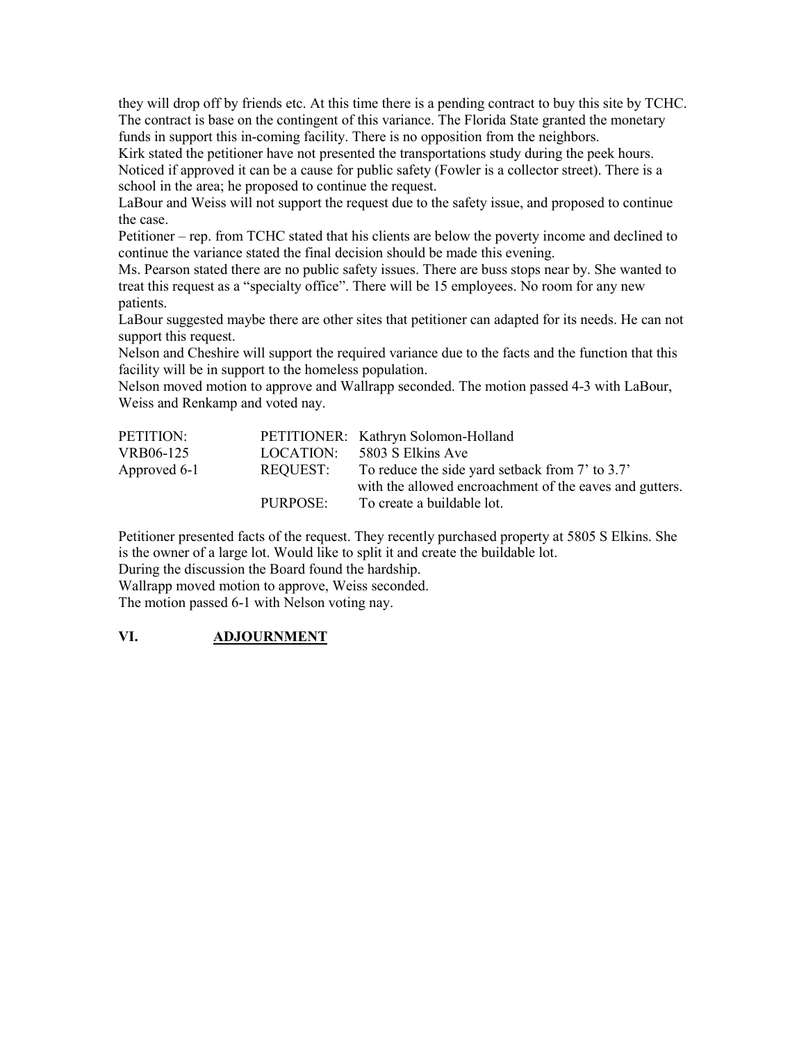they will drop off by friends etc. At this time there is a pending contract to buy this site by TCHC. The contract is base on the contingent of this variance. The Florida State granted the monetary funds in support this in-coming facility. There is no opposition from the neighbors.
Kirk stated the petitioner have not presented the transportations study during the peek hours. Noticed if approved it can be a cause for public safety (Fowler is a collector street). There is a school in the area; he proposed to continue the request.
LaBour and Weiss will not support the request due to the safety issue, and proposed to continue the case.
Petitioner – rep. from TCHC stated that his clients are below the poverty income and declined to continue the variance stated the final decision should be made this evening.
Ms. Pearson stated there are no public safety issues. There are buss stops near by. She wanted to treat this request as a "specialty office". There will be 15 employees. No room for any new patients.
LaBour suggested maybe there are other sites that petitioner can adapted for its needs. He can not support this request.
Nelson and Cheshire will support the required variance due to the facts and the function that this facility will be in support to the homeless population.
Nelson moved motion to approve and Wallrapp seconded. The motion passed 4-3 with LaBour, Weiss and Renkamp and voted nay.

| | | |
|---|---|---|
| PETITION: | PETITIONER: | Kathryn Solomon-Holland |
| VRB06-125 | LOCATION: | 5803 S Elkins Ave |
| Approved 6-1 | REQUEST: | To reduce the side yard setback from 7' to 3.7' with the allowed encroachment of the eaves and gutters. |
| | PURPOSE: | To create a buildable lot. |

Petitioner presented facts of the request. They recently purchased property at 5805 S Elkins. She is the owner of a large lot. Would like to split it and create the buildable lot.
During the discussion the Board found the hardship.
Wallrapp moved motion to approve, Weiss seconded.
The motion passed 6-1 with Nelson voting nay.

## VI. ADJOURNMENT